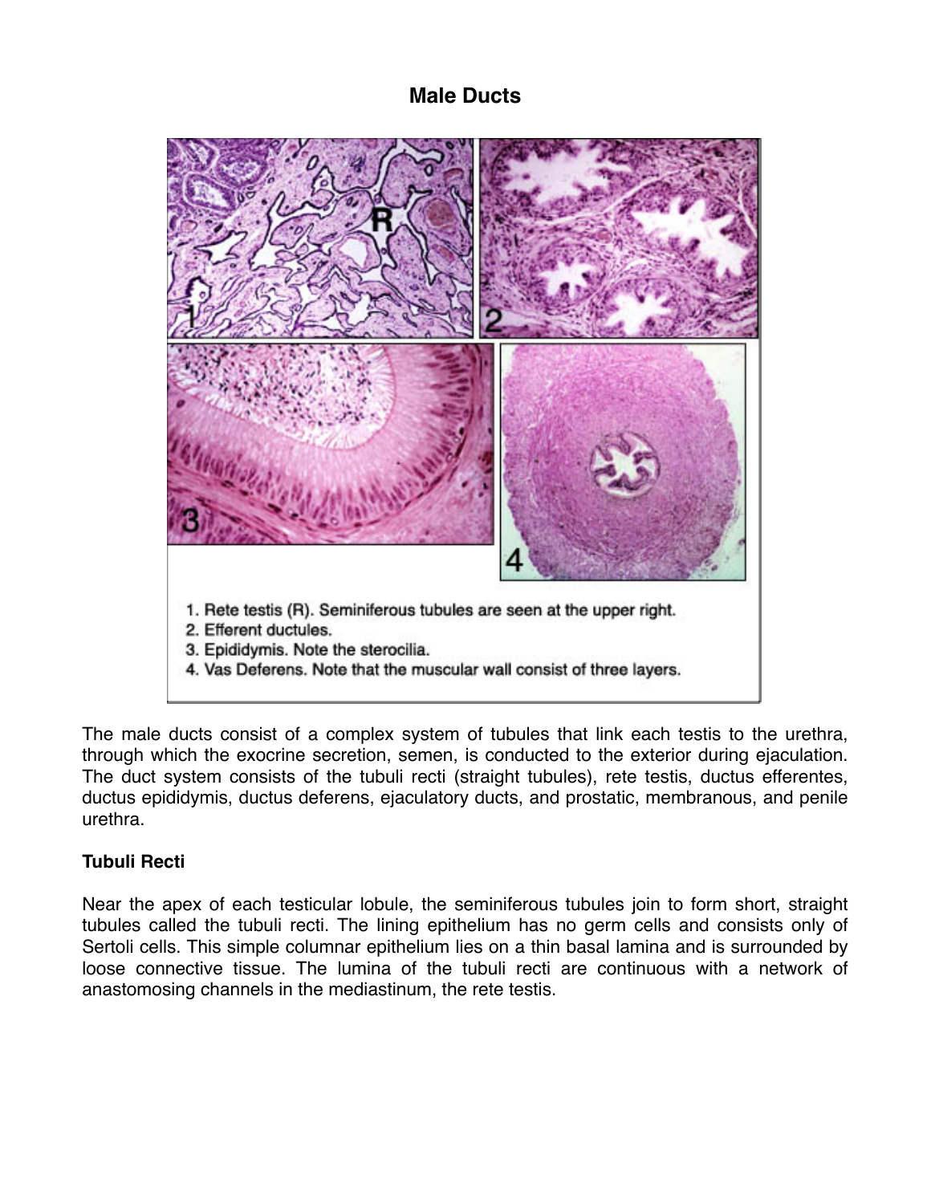# Male Ducts

1. Rete testis (R). Seminiferous tubules are seen at the upper right.
2. Efferent ductules.
3. Epididymis. Note the sterocilia.
4. Vas Deferens. Note that the muscular wall consist of three layers.

The male ducts consist of a complex system of tubules that link each testis to the urethra, through which the exocrine secretion, semen, is conducted to the exterior during ejaculation. The duct system consists of the tubuli recti (straight tubules), rete testis, ductus efferentes, ductus epididymis, ductus deferens, ejaculatory ducts, and prostatic, membranous, and penile urethra.

### Tubuli Recti

Near the apex of each testicular lobule, the seminiferous tubules join to form short, straight tubules called the tubuli recti. The lining epithelium has no germ cells and consists only of Sertoli cells. This simple columnar epithelium lies on a thin basal lamina and is surrounded by loose connective tissue. The lumina of the tubuli recti are continuous with a network of anastomosing channels in the mediastinum, the rete testis.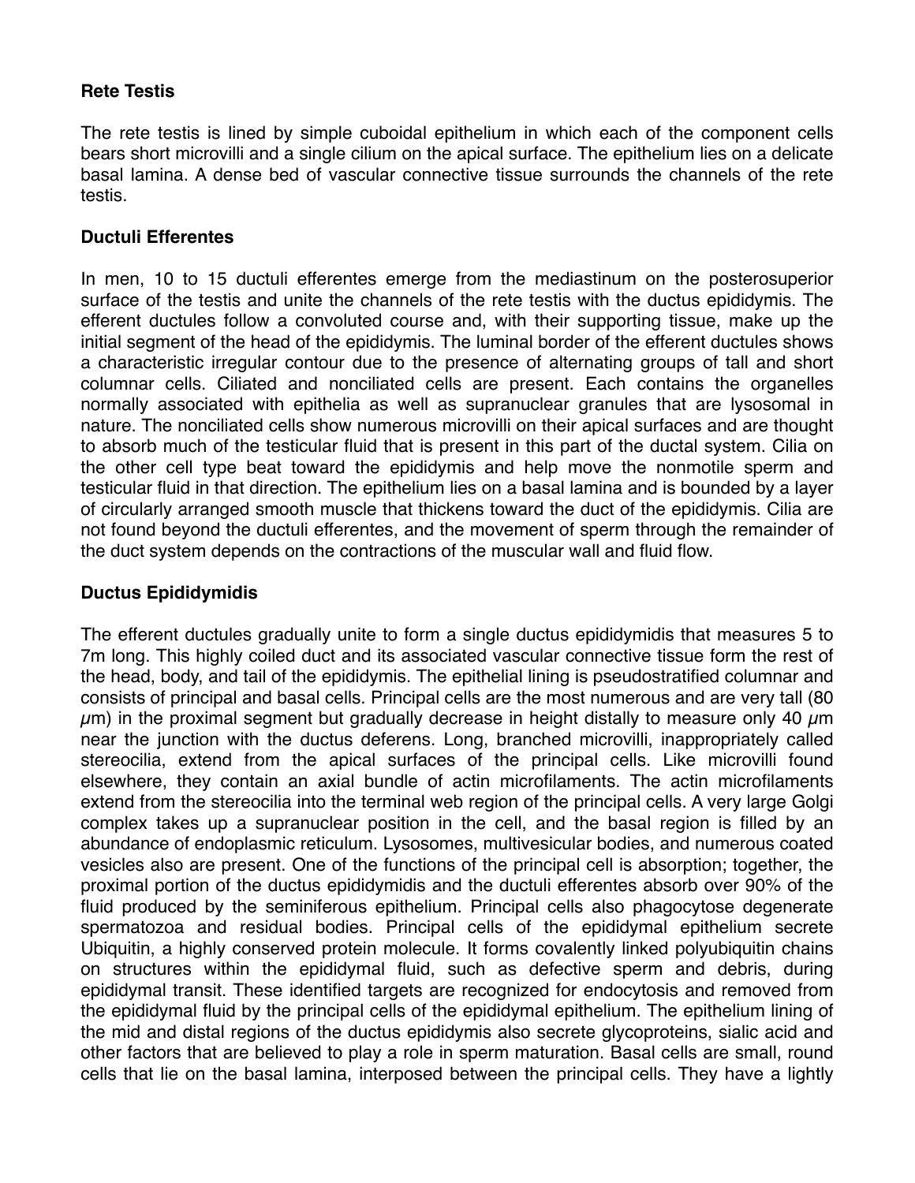**Rete Testis**

The rete testis is lined by simple cuboidal epithelium in which each of the component cells bears short microvilli and a single cilium on the apical surface. The epithelium lies on a delicate basal lamina. A dense bed of vascular connective tissue surrounds the channels of the rete testis.

**Ductuli Efferentes**

In men, 10 to 15 ductuli efferentes emerge from the mediastinum on the posterosuperior surface of the testis and unite the channels of the rete testis with the ductus epididymis. The efferent ductules follow a convoluted course and, with their supporting tissue, make up the initial segment of the head of the epididymis. The luminal border of the efferent ductules shows a characteristic irregular contour due to the presence of alternating groups of tall and short columnar cells. Ciliated and nonciliated cells are present. Each contains the organelles normally associated with epithelia as well as supranuclear granules that are lysosomal in nature. The nonciliated cells show numerous microvilli on their apical surfaces and are thought to absorb much of the testicular fluid that is present in this part of the ductal system. Cilia on the other cell type beat toward the epididymis and help move the nonmotile sperm and testicular fluid in that direction. The epithelium lies on a basal lamina and is bounded by a layer of circularly arranged smooth muscle that thickens toward the duct of the epididymis. Cilia are not found beyond the ductuli efferentes, and the movement of sperm through the remainder of the duct system depends on the contractions of the muscular wall and fluid flow.

**Ductus Epididymidis**

The efferent ductules gradually unite to form a single ductus epididymidis that measures 5 to 7m long. This highly coiled duct and its associated vascular connective tissue form the rest of the head, body, and tail of the epididymis. The epithelial lining is pseudostratified columnar and consists of principal and basal cells. Principal cells are the most numerous and are very tall (80 $\mu$m) in the proximal segment but gradually decrease in height distally to measure only 40 $\mu$m near the junction with the ductus deferens. Long, branched microvilli, inappropriately called stereocilia, extend from the apical surfaces of the principal cells. Like microvilli found elsewhere, they contain an axial bundle of actin microfilaments. The actin microfilaments extend from the stereocilia into the terminal web region of the principal cells. A very large Golgi complex takes up a supranuclear position in the cell, and the basal region is filled by an abundance of endoplasmic reticulum. Lysosomes, multivesicular bodies, and numerous coated vesicles also are present. One of the functions of the principal cell is absorption; together, the proximal portion of the ductus epididymidis and the ductuli efferentes absorb over 90% of the fluid produced by the seminiferous epithelium. Principal cells also phagocytose degenerate spermatozoa and residual bodies. Principal cells of the epididymal epithelium secrete Ubiquitin, a highly conserved protein molecule. It forms covalently linked polyubiquitin chains on structures within the epididymal fluid, such as defective sperm and debris, during epididymal transit. These identified targets are recognized for endocytosis and removed from the epididymal fluid by the principal cells of the epididymal epithelium. The epithelium lining of the mid and distal regions of the ductus epididymis also secrete glycoproteins, sialic acid and other factors that are believed to play a role in sperm maturation. Basal cells are small, round cells that lie on the basal lamina, interposed between the principal cells. They have a lightly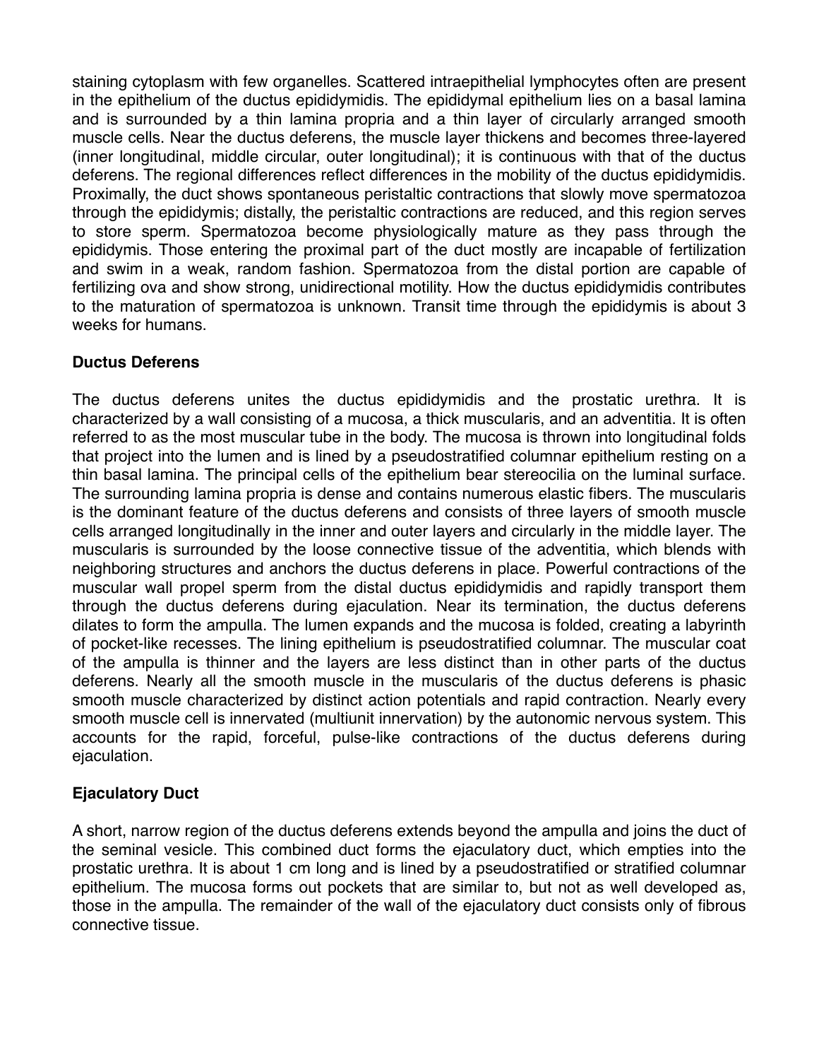staining cytoplasm with few organelles. Scattered intraepithelial lymphocytes often are present in the epithelium of the ductus epididymidis. The epididymal epithelium lies on a basal lamina and is surrounded by a thin lamina propria and a thin layer of circularly arranged smooth muscle cells. Near the ductus deferens, the muscle layer thickens and becomes three-layered (inner longitudinal, middle circular, outer longitudinal); it is continuous with that of the ductus deferens. The regional differences reflect differences in the mobility of the ductus epididymidis. Proximally, the duct shows spontaneous peristaltic contractions that slowly move spermatozoa through the epididymis; distally, the peristaltic contractions are reduced, and this region serves to store sperm. Spermatozoa become physiologically mature as they pass through the epididymis. Those entering the proximal part of the duct mostly are incapable of fertilization and swim in a weak, random fashion. Spermatozoa from the distal portion are capable of fertilizing ova and show strong, unidirectional motility. How the ductus epididymidis contributes to the maturation of spermatozoa is unknown. Transit time through the epididymis is about 3 weeks for humans.

**Ductus Deferens**

The ductus deferens unites the ductus epididymidis and the prostatic urethra. It is characterized by a wall consisting of a mucosa, a thick muscularis, and an adventitia. It is often referred to as the most muscular tube in the body. The mucosa is thrown into longitudinal folds that project into the lumen and is lined by a pseudostratified columnar epithelium resting on a thin basal lamina. The principal cells of the epithelium bear stereocilia on the luminal surface. The surrounding lamina propria is dense and contains numerous elastic fibers. The muscularis is the dominant feature of the ductus deferens and consists of three layers of smooth muscle cells arranged longitudinally in the inner and outer layers and circularly in the middle layer. The muscularis is surrounded by the loose connective tissue of the adventitia, which blends with neighboring structures and anchors the ductus deferens in place. Powerful contractions of the muscular wall propel sperm from the distal ductus epididymidis and rapidly transport them through the ductus deferens during ejaculation. Near its termination, the ductus deferens dilates to form the ampulla. The lumen expands and the mucosa is folded, creating a labyrinth of pocket-like recesses. The lining epithelium is pseudostratified columnar. The muscular coat of the ampulla is thinner and the layers are less distinct than in other parts of the ductus deferens. Nearly all the smooth muscle in the muscularis of the ductus deferens is phasic smooth muscle characterized by distinct action potentials and rapid contraction. Nearly every smooth muscle cell is innervated (multiunit innervation) by the autonomic nervous system. This accounts for the rapid, forceful, pulse-like contractions of the ductus deferens during ejaculation.

**Ejaculatory Duct**

A short, narrow region of the ductus deferens extends beyond the ampulla and joins the duct of the seminal vesicle. This combined duct forms the ejaculatory duct, which empties into the prostatic urethra. It is about 1 cm long and is lined by a pseudostratified or stratified columnar epithelium. The mucosa forms out pockets that are similar to, but not as well developed as, those in the ampulla. The remainder of the wall of the ejaculatory duct consists only of fibrous connective tissue.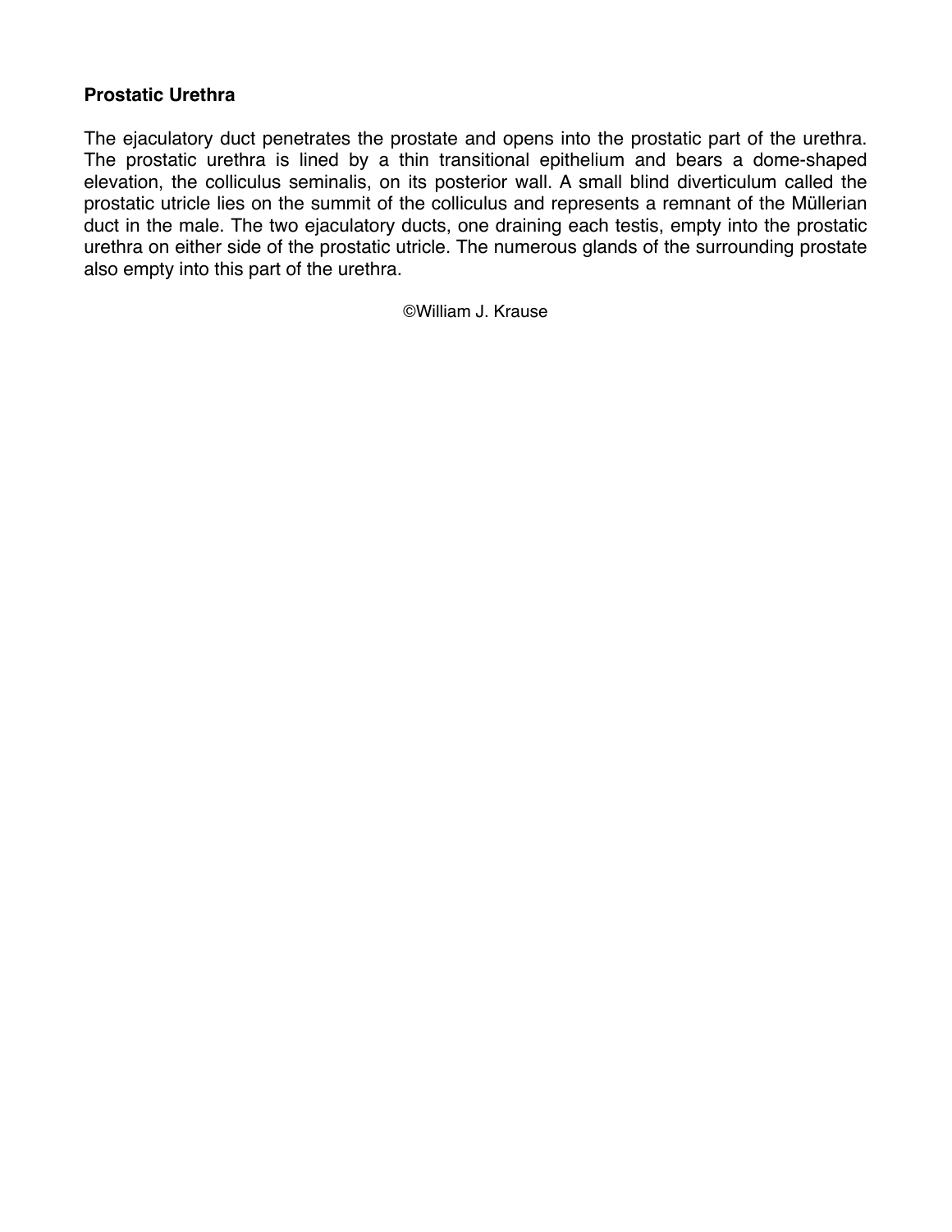**Prostatic Urethra**

The ejaculatory duct penetrates the prostate and opens into the prostatic part of the urethra. The prostatic urethra is lined by a thin transitional epithelium and bears a dome-shaped elevation, the colliculus seminalis, on its posterior wall. A small blind diverticulum called the prostatic utricle lies on the summit of the colliculus and represents a remnant of the Müllerian duct in the male. The two ejaculatory ducts, one draining each testis, empty into the prostatic urethra on either side of the prostatic utricle. The numerous glands of the surrounding prostate also empty into this part of the urethra.

©William J. Krause